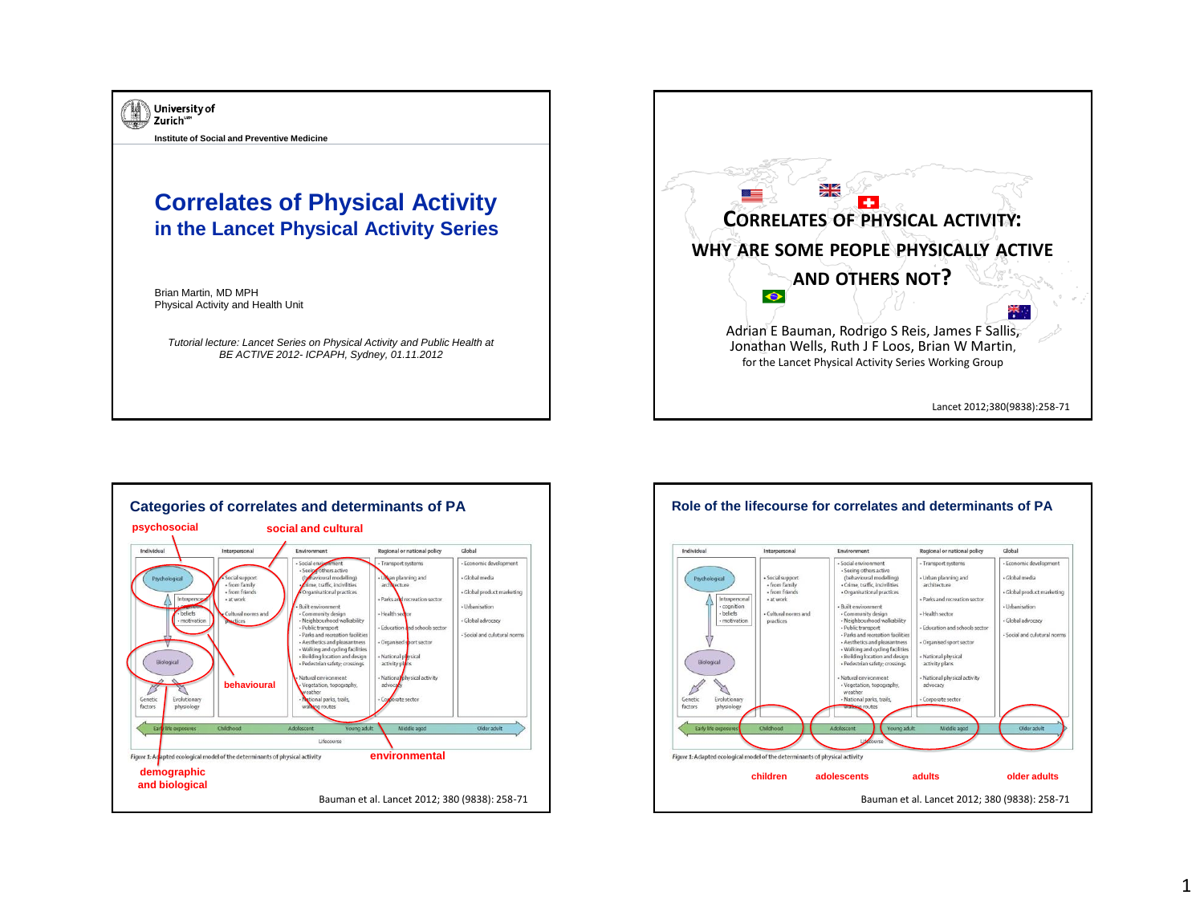University of Zurich

Institute of Social and Preventive Medicine

# Correlates of Physical Activity
## in the Lancet Physical Activity Series

Brian Martin, MD MPH
Physical Activity and Health Unit

*Tutorial lecture: Lancet Series on Physical Activity and Public Health at BE ACTIVE 2012- ICPAPH, Sydney, 01.11.2012*

---

# Correlates of Physical Activity: Why are some people physically active and others not?

Adrian E Bauman, Rodrigo S Reis, James F Sallis, Jonathan Wells, Ruth J F Loos, Brian W Martin, for the Lancet Physical Activity Series Working Group

Lancet 2012;380(9838):258-71

---

## Categories of correlates and determinants of PA

psychosocial

social and cultural

| Individual | Interpersonal | Environment | Regional or national policy | Global |
|---|---|---|---|---|
| Psychological; Intrapersonal: • cognition • beliefs • motivation; Biological; Genetic factors; Evolutionary physiology | • Social support • from family • from friends • at work; • Cultural norms and practices | • Social environment • Seeing others active (behavioural modelling) • Crime, traffic, incivilities • Organisational practices; • Built environment • Community design • Neighbourhood walkability • Public transport • Parks and recreation facilities • Aesthetics and pleasantness • Walking and cycling facilities • Building location and design • Pedestrian safety; crossings; • Natural environment • Vegetation, topography, weather • National parks, trails, walking routes | • Transport systems • Urban planning and architecture • Parks and recreation sector • Health sector • Education and schools sector • Organised sport sector • National physical activity plans • National physical activity advocacy • Corporate sector | • Economic development • Global media • Global product marketing • Urbanisation • Global advocacy • Social and cultural norms |

Lifecourse: Early life exposures – Childhood – Adolescent – Young adult – Middle aged – Older adult

behavioural

environmental

demographic and biological

Figure 1: Adapted ecological model of the determinants of physical activity

Bauman et al. Lancet 2012; 380 (9838): 258-71

---

## Role of the lifecourse for correlates and determinants of PA

Lifecourse: Early life exposures – Childhood – Adolescent – Young adult – Middle aged – Older adult

children — adolescents — adults — older adults

Figure 1: Adapted ecological model of the determinants of physical activity

Bauman et al. Lancet 2012; 380 (9838): 258-71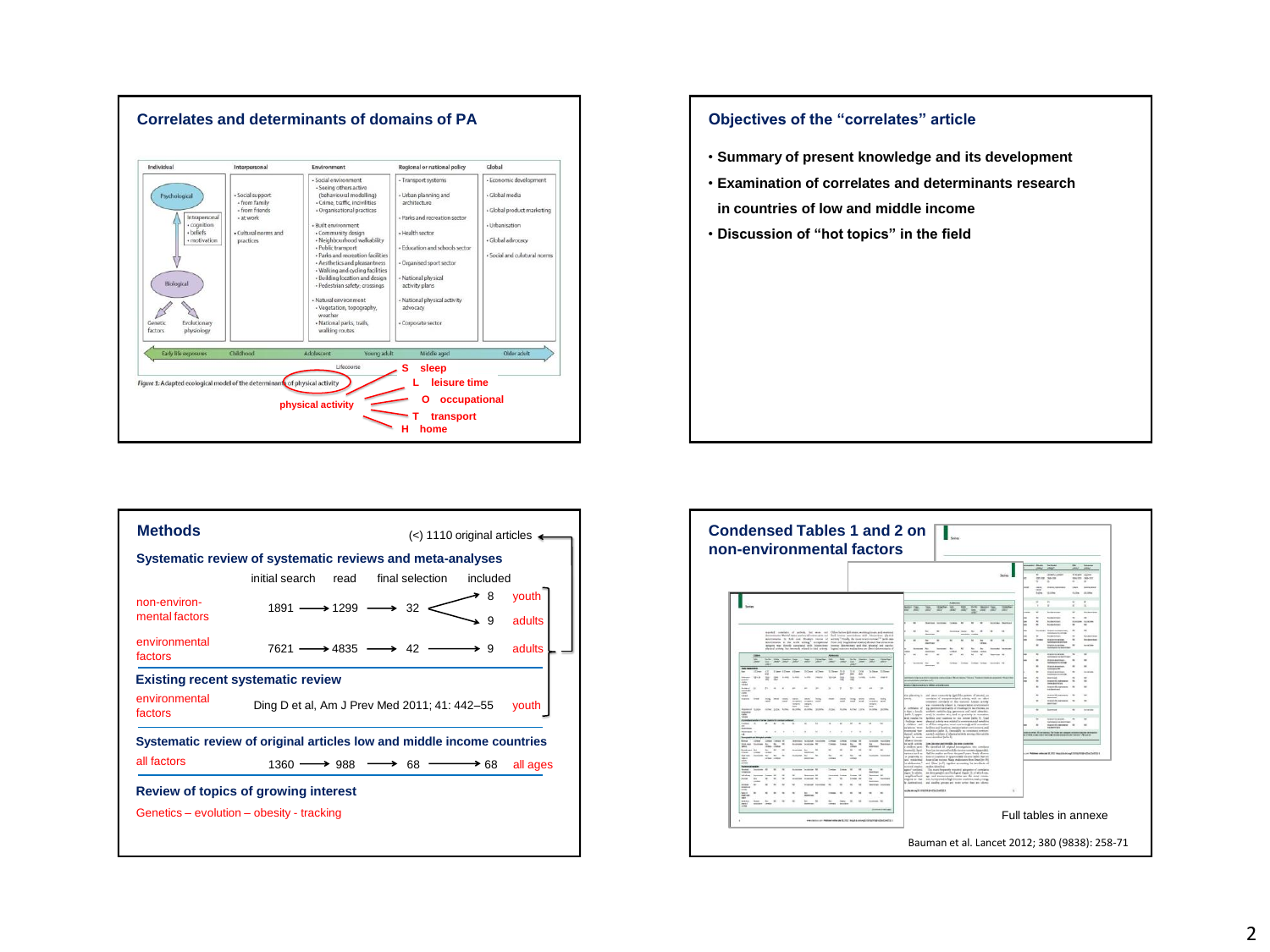## Correlates and determinants of domains of PA

| Individual | Interpersonal | Environment | Regional or national policy | Global |
|---|---|---|---|---|
| Psychological; Intrapersonal • cognition • beliefs • motivation; Biological; Genetic factors; Evolutionary physiology | • Social support • from family • from friends • at work; • Cultural norms and practices | • Social environment • Seeing others active (behavioural modelling) • Crime, traffic, incivilities • Organisational practices; • Built environment • Community design • Neighbourhood walkability • Public transport • Parks and recreation facilities • Aesthetics and pleasantness • Walking and cycling facilities • Building location and design • Pedestrian safety; crossings; • Natural environment • Vegetation, topography, weather • National parks, trails, walking routes | • Transport systems; • Urban planning and architecture; • Parks and recreation sector; • Health sector; • Education and schools sector; • Organised sport sector; • National physical activity plans; • National physical activity advocacy; • Corporate sector | • Economic development; • Global media; • Global product marketing; • Urbanisation; • Global advocacy; • Social and cultural norms |

Early life exposures – Childhood – Adolescent – Young adult – Middle aged – Older adult

Lifecourse

Figure 1: Adapted ecological model of the determinants of physical activity

physical activity:
- S sleep
- L leisure time
- O occupational
- T transport
- H home

## Objectives of the "correlates" article

- Summary of present knowledge and its development
- Examination of correlates and determinants research in countries of low and middle income
- Discussion of "hot topics" in the field

## Methods

(<) 1110 original articles

### Systematic review of systematic reviews and meta-analyses

| | initial search | read | final selection | included | |
|---|---|---|---|---|---|
| non-environmental factors | 1891 | 1299 | 32 | 8 | youth |
| | | | | 9 | adults |
| environmental factors | 7621 | 4835 | 42 | 9 | adults |

### Existing recent systematic review

environmental factors — Ding D et al, Am J Prev Med 2011; 41: 442–55 — youth

### Systematic review of original articles low and middle income countries

| | | | | | |
|---|---|---|---|---|---|
| all factors | 1360 | 988 | 68 | 68 | all ages |

### Review of topics of growing interest

Genetics – evolution – obesity - tracking

## Condensed Tables 1 and 2 on non-environmental factors

Full tables in annexe

Bauman et al. Lancet 2012; 380 (9838): 258-71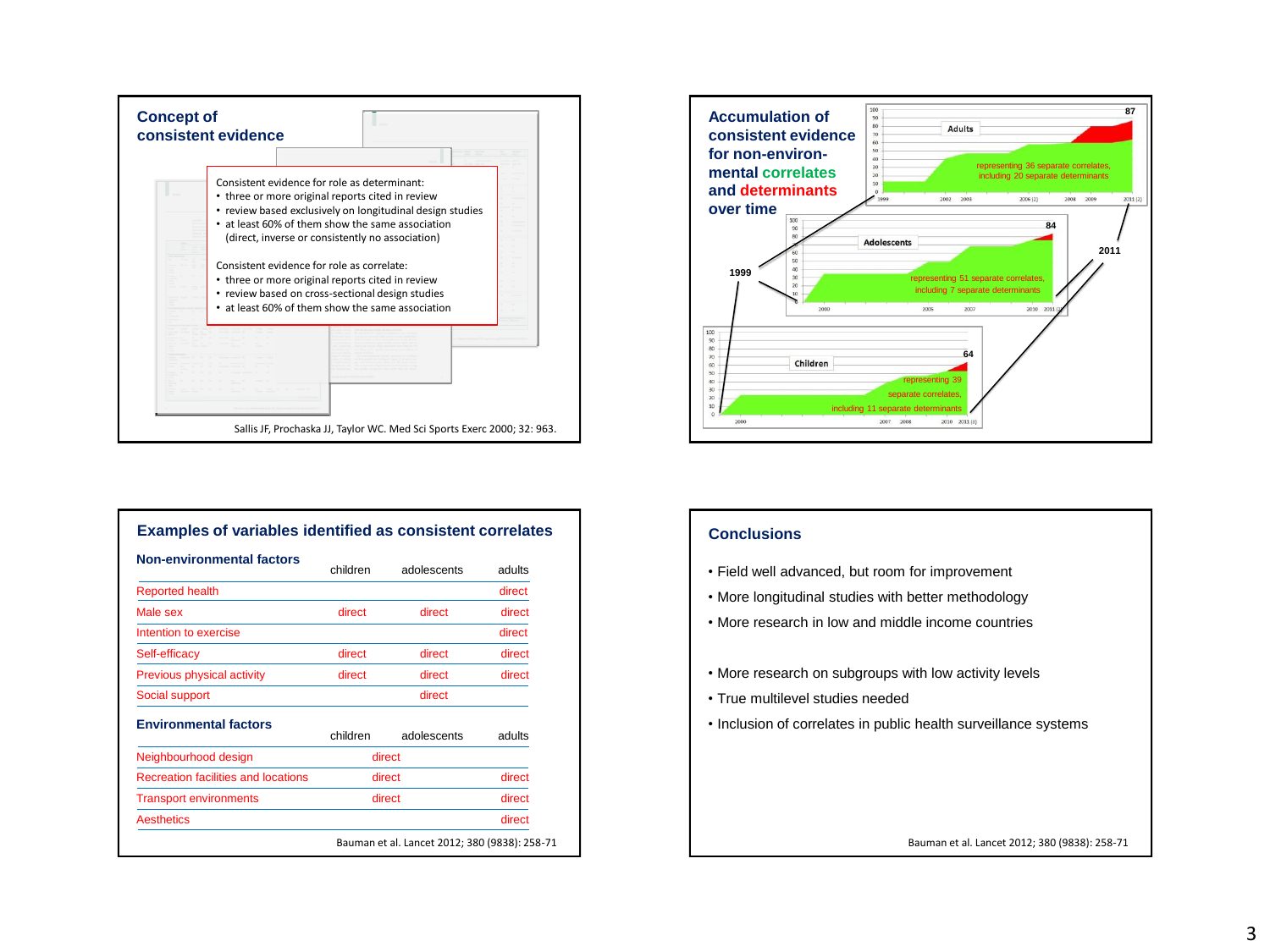## Concept of consistent evidence

Consistent evidence for role as determinant:

- three or more original reports cited in review
- review based exclusively on longitudinal design studies
- at least 60% of them show the same association (direct, inverse or consistently no association)

Consistent evidence for role as correlate:

- three or more original reports cited in review
- review based on cross-sectional design studies
- at least 60% of them show the same association

Sallis JF, Prochaska JJ, Taylor WC. Med Sci Sports Exerc 2000; 32: 963.

## Accumulation of consistent evidence for non-environmental correlates and determinants over time

Adults
87
representing 36 separate correlates, including 20 separate determinants

Adolescents
84
representing 51 separate correlates, including 7 separate determinants

Children
64
representing 39 separate correlates, including 11 separate determinants

1999
2011

## Examples of variables identified as consistent correlates

| Non-environmental factors | children | adolescents | adults |
|---|---|---|---|
| Reported health | | | direct |
| Male sex | direct | direct | direct |
| Intention to exercise | | | direct |
| Self-efficacy | direct | direct | direct |
| Previous physical activity | direct | direct | direct |
| Social support | | direct | |

| Environmental factors | children | adolescents | adults |
|---|---|---|---|
| Neighbourhood design | | direct | |
| Recreation facilities and locations | | direct | direct |
| Transport environments | | direct | direct |
| Aesthetics | | | direct |

Bauman et al. Lancet 2012; 380 (9838): 258-71

## Conclusions

- Field well advanced, but room for improvement
- More longitudinal studies with better methodology
- More research in low and middle income countries
- More research on subgroups with low activity levels
- True multilevel studies needed
- Inclusion of correlates in public health surveillance systems

Bauman et al. Lancet 2012; 380 (9838): 258-71